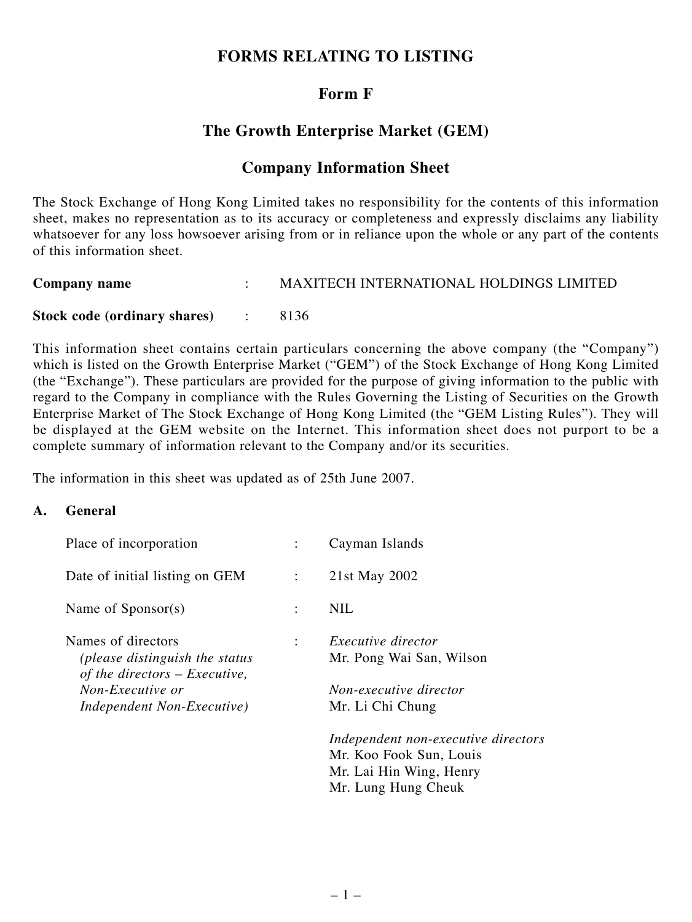# FORMS RELATING TO LISTING

## Form F

## The Growth Enterprise Market (GEM)

## Company Information Sheet

The Stock Exchange of Hong Kong Limited takes no responsibility for the contents of this information sheet, makes no representation as to its accuracy or completeness and expressly disclaims any liability whatsoever for any loss howsoever arising from or in reliance upon the whole or any part of the contents of this information sheet.

**Company name** : MAXITECH INTERNATIONAL HOLDINGS LIMITED

**Stock code (ordinary shares)** : 8136

This information sheet contains certain particulars concerning the above company (the "Company") which is listed on the Growth Enterprise Market ("GEM") of the Stock Exchange of Hong Kong Limited (the "Exchange"). These particulars are provided for the purpose of giving information to the public with regard to the Company in compliance with the Rules Governing the Listing of Securities on the Growth Enterprise Market of The Stock Exchange of Hong Kong Limited (the "GEM Listing Rules"). They will be displayed at the GEM website on the Internet. This information sheet does not purport to be a complete summary of information relevant to the Company and/or its securities.

The information in this sheet was updated as of 25th June 2007.

**A. General**

Place of incorporation : Cayman Islands

Date of initial listing on GEM : 21st May 2002

Name of Sponsor(s) : NIL

Names of directors *(please distinguish the status of the directors – Executive, Non-Executive or Independent Non-Executive)* :

*Executive director*
Mr. Pong Wai San, Wilson

*Non-executive director*
Mr. Li Chi Chung

*Independent non-executive directors*
Mr. Koo Fook Sun, Louis
Mr. Lai Hin Wing, Henry
Mr. Lung Hung Cheuk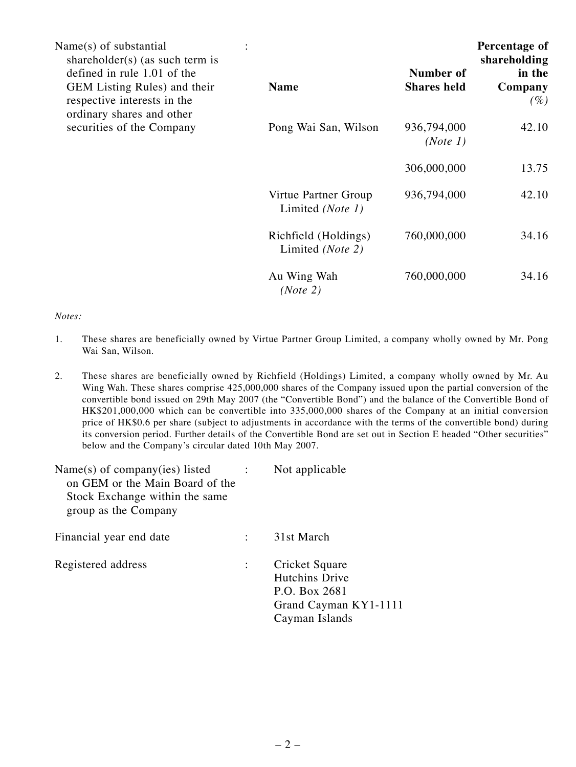Name(s) of substantial shareholder(s) (as such term is defined in rule 1.01 of the GEM Listing Rules) and their respective interests in the ordinary shares and other securities of the Company :

| Name | Number of Shares held | Percentage of shareholding in the Company *(%)* |
|---|---|---|
| Pong Wai San, Wilson | 936,794,000 *(Note 1)* | 42.10 |
| | 306,000,000 | 13.75 |
| Virtue Partner Group Limited *(Note 1)* | 936,794,000 | 42.10 |
| Richfield (Holdings) Limited *(Note 2)* | 760,000,000 | 34.16 |
| Au Wing Wah *(Note 2)* | 760,000,000 | 34.16 |

*Notes:*

1. These shares are beneficially owned by Virtue Partner Group Limited, a company wholly owned by Mr. Pong Wai San, Wilson.

2. These shares are beneficially owned by Richfield (Holdings) Limited, a company wholly owned by Mr. Au Wing Wah. These shares comprise 425,000,000 shares of the Company issued upon the partial conversion of the convertible bond issued on 29th May 2007 (the "Convertible Bond") and the balance of the Convertible Bond of HK$201,000,000 which can be convertible into 335,000,000 shares of the Company at an initial conversion price of HK$0.6 per share (subject to adjustments in accordance with the terms of the convertible bond) during its conversion period. Further details of the Convertible Bond are set out in Section E headed "Other securities" below and the Company's circular dated 10th May 2007.

Name(s) of company(ies) listed on GEM or the Main Board of the Stock Exchange within the same group as the Company : Not applicable

Financial year end date : 31st March

Registered address : Cricket Square
Hutchins Drive
P.O. Box 2681
Grand Cayman KY1-1111
Cayman Islands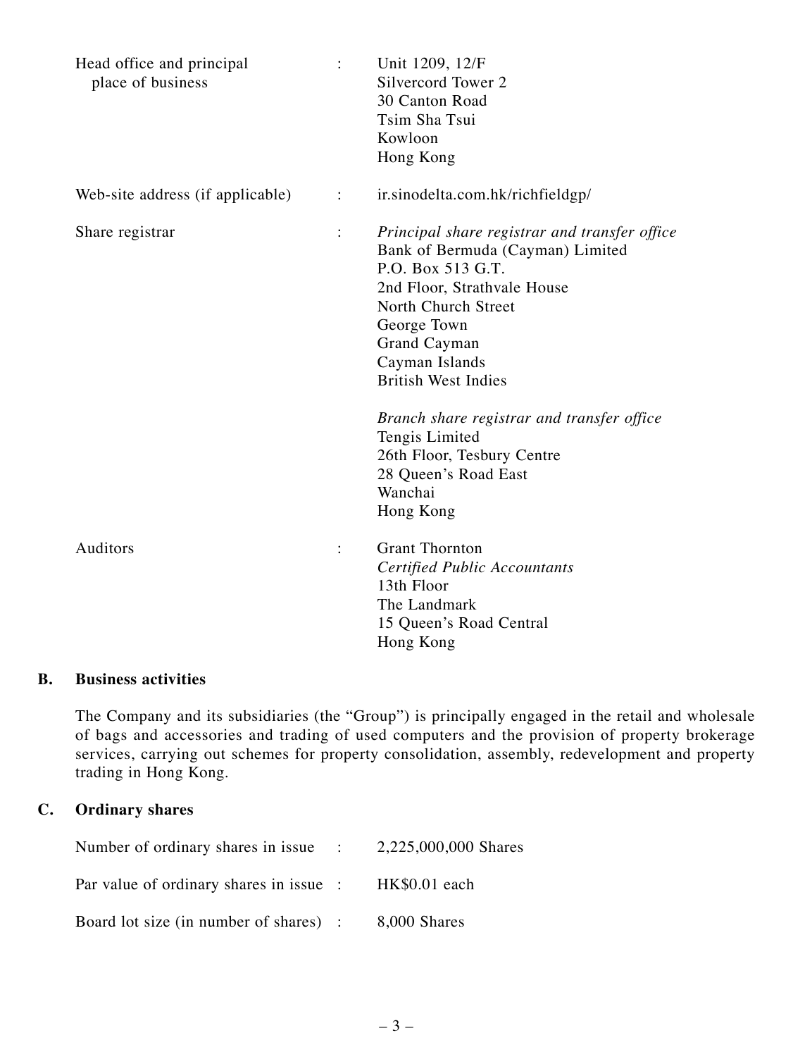| | | |
|---|---|---|
| Head office and principal place of business | : | Unit 1209, 12/F<br>Silvercord Tower 2<br>30 Canton Road<br>Tsim Sha Tsui<br>Kowloon<br>Hong Kong |
| Web-site address (if applicable) | : | ir.sinodelta.com.hk/richfieldgp/ |
| Share registrar | : | *Principal share registrar and transfer office*<br>Bank of Bermuda (Cayman) Limited<br>P.O. Box 513 G.T.<br>2nd Floor, Strathvale House<br>North Church Street<br>George Town<br>Grand Cayman<br>Cayman Islands<br>British West Indies<br><br>*Branch share registrar and transfer office*<br>Tengis Limited<br>26th Floor, Tesbury Centre<br>28 Queen's Road East<br>Wanchai<br>Hong Kong |
| Auditors | : | Grant Thornton<br>*Certified Public Accountants*<br>13th Floor<br>The Landmark<br>15 Queen's Road Central<br>Hong Kong |

## B. Business activities

The Company and its subsidiaries (the "Group") is principally engaged in the retail and wholesale of bags and accessories and trading of used computers and the provision of property brokerage services, carrying out schemes for property consolidation, assembly, redevelopment and property trading in Hong Kong.

## C. Ordinary shares

| | | |
|---|---|---|
| Number of ordinary shares in issue | : | 2,225,000,000 Shares |
| Par value of ordinary shares in issue | : | HK$0.01 each |
| Board lot size (in number of shares) | : | 8,000 Shares |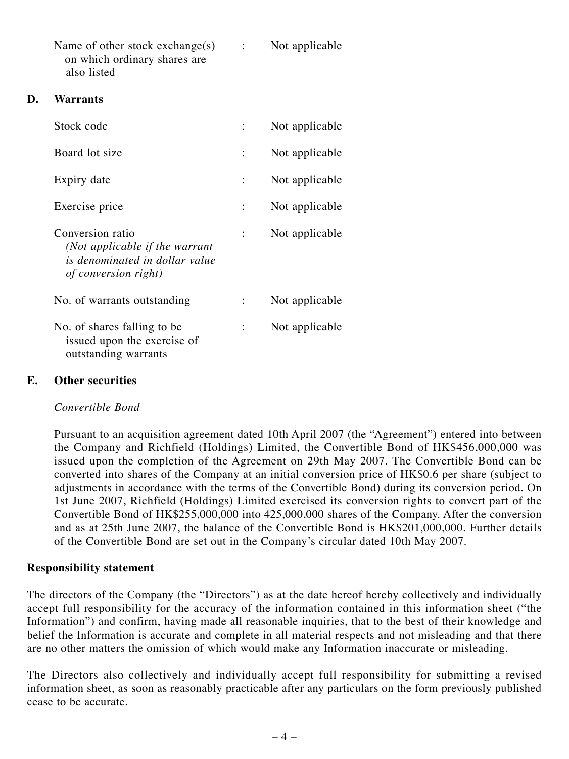| | | |
|---|---|---|
| Name of other stock exchange(s) on which ordinary shares are also listed | : | Not applicable |

## D. Warrants

| | | |
|---|---|---|
| Stock code | : | Not applicable |
| Board lot size | : | Not applicable |
| Expiry date | : | Not applicable |
| Exercise price | : | Not applicable |
| Conversion ratio *(Not applicable if the warrant is denominated in dollar value of conversion right)* | : | Not applicable |
| No. of warrants outstanding | : | Not applicable |
| No. of shares falling to be issued upon the exercise of outstanding warrants | : | Not applicable |

## E. Other securities

*Convertible Bond*

Pursuant to an acquisition agreement dated 10th April 2007 (the "Agreement") entered into between the Company and Richfield (Holdings) Limited, the Convertible Bond of HK$456,000,000 was issued upon the completion of the Agreement on 29th May 2007. The Convertible Bond can be converted into shares of the Company at an initial conversion price of HK$0.6 per share (subject to adjustments in accordance with the terms of the Convertible Bond) during its conversion period. On 1st June 2007, Richfield (Holdings) Limited exercised its conversion rights to convert part of the Convertible Bond of HK$255,000,000 into 425,000,000 shares of the Company. After the conversion and as at 25th June 2007, the balance of the Convertible Bond is HK$201,000,000. Further details of the Convertible Bond are set out in the Company's circular dated 10th May 2007.

**Responsibility statement**

The directors of the Company (the "Directors") as at the date hereof hereby collectively and individually accept full responsibility for the accuracy of the information contained in this information sheet ("the Information") and confirm, having made all reasonable inquiries, that to the best of their knowledge and belief the Information is accurate and complete in all material respects and not misleading and that there are no other matters the omission of which would make any Information inaccurate or misleading.

The Directors also collectively and individually accept full responsibility for submitting a revised information sheet, as soon as reasonably practicable after any particulars on the form previously published cease to be accurate.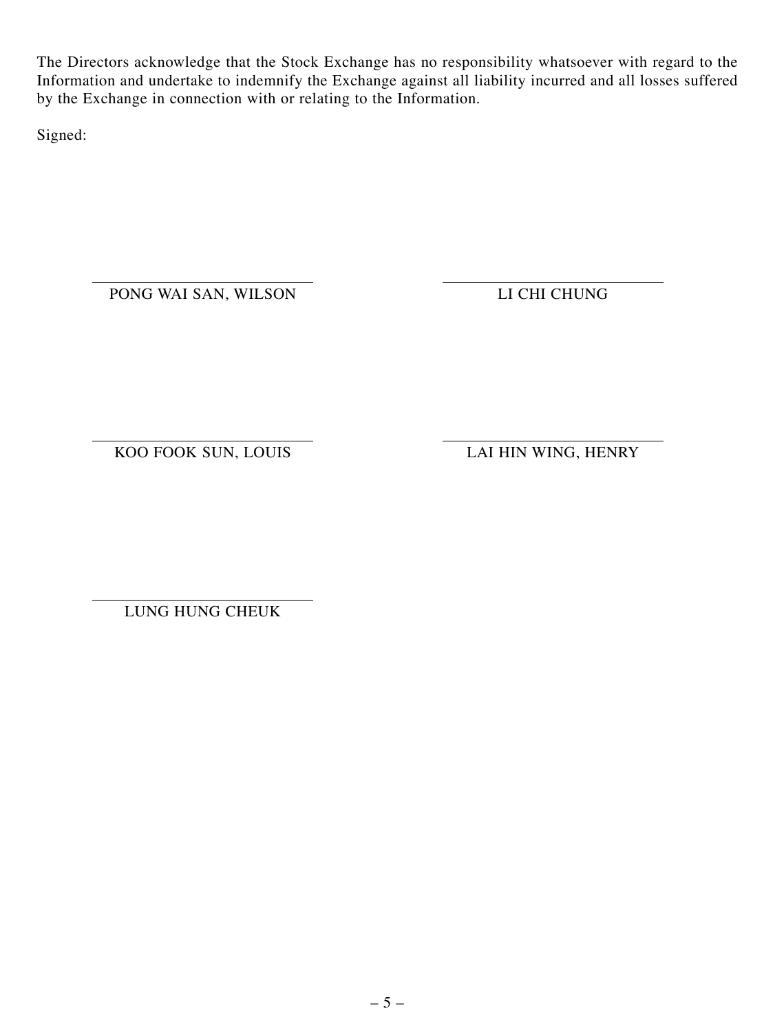The Directors acknowledge that the Stock Exchange has no responsibility whatsoever with regard to the Information and undertake to indemnify the Exchange against all liability incurred and all losses suffered by the Exchange in connection with or relating to the Information.

Signed:

| | |
|---|---|
| PONG WAI SAN, WILSON | LI CHI CHUNG |
| KOO FOOK SUN, LOUIS | LAI HIN WING, HENRY |
| LUNG HUNG CHEUK | |